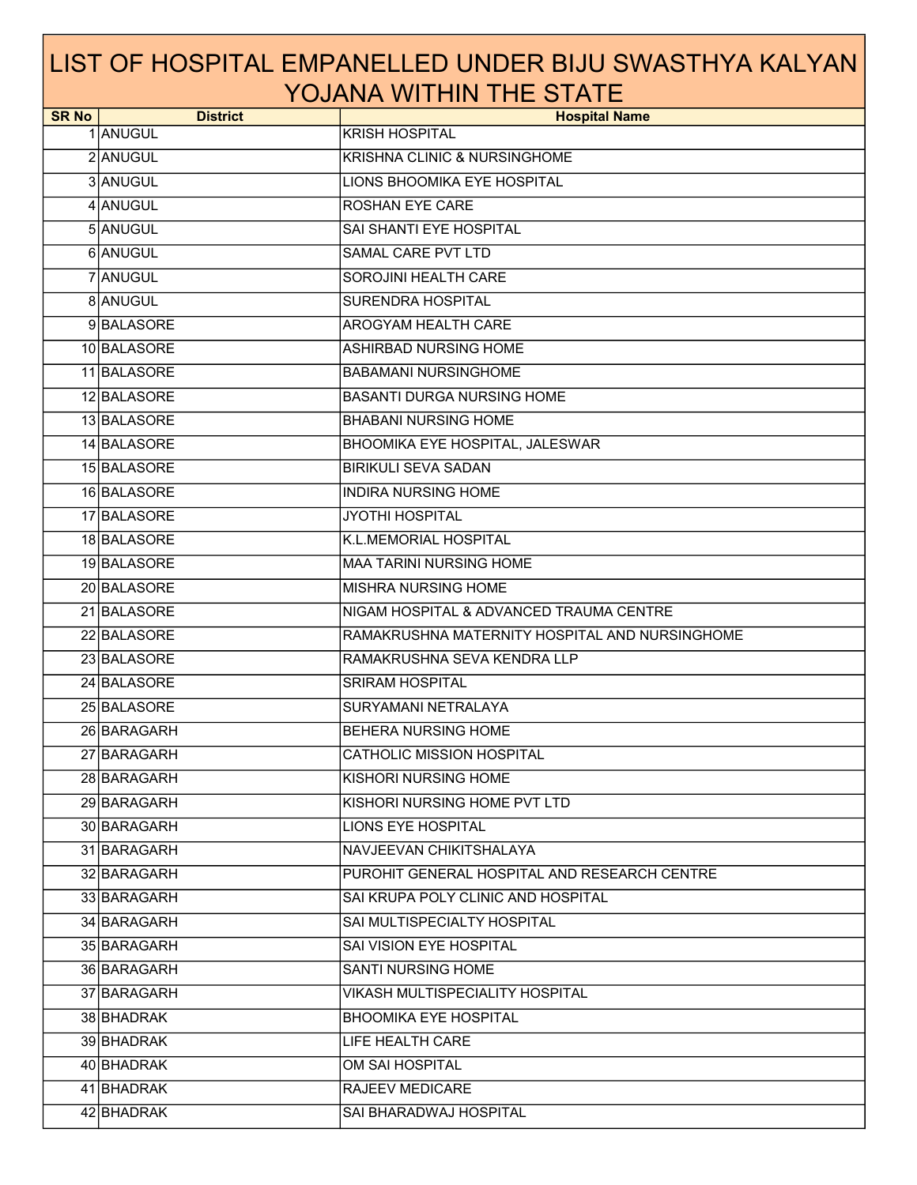# LIST OF HOSPITAL EMPANELLED UNDER BIJU SWASTHYA KALYAN YOJANA WITHIN THE STATE

| SR No | District | Hospital Name |
|---|---|---|
| 1 | ANUGUL | KRISH HOSPITAL |
| 2 | ANUGUL | KRISHNA CLINIC & NURSINGHOME |
| 3 | ANUGUL | LIONS BHOOMIKA EYE HOSPITAL |
| 4 | ANUGUL | ROSHAN EYE CARE |
| 5 | ANUGUL | SAI SHANTI EYE HOSPITAL |
| 6 | ANUGUL | SAMAL CARE PVT LTD |
| 7 | ANUGUL | SOROJINI HEALTH CARE |
| 8 | ANUGUL | SURENDRA HOSPITAL |
| 9 | BALASORE | AROGYAM HEALTH CARE |
| 10 | BALASORE | ASHIRBAD NURSING HOME |
| 11 | BALASORE | BABAMANI NURSINGHOME |
| 12 | BALASORE | BASANTI DURGA NURSING HOME |
| 13 | BALASORE | BHABANI NURSING HOME |
| 14 | BALASORE | BHOOMIKA EYE HOSPITAL, JALESWAR |
| 15 | BALASORE | BIRIKULI SEVA SADAN |
| 16 | BALASORE | INDIRA NURSING HOME |
| 17 | BALASORE | JYOTHI HOSPITAL |
| 18 | BALASORE | K.L.MEMORIAL HOSPITAL |
| 19 | BALASORE | MAA TARINI NURSING HOME |
| 20 | BALASORE | MISHRA NURSING HOME |
| 21 | BALASORE | NIGAM HOSPITAL & ADVANCED TRAUMA CENTRE |
| 22 | BALASORE | RAMAKRUSHNA MATERNITY HOSPITAL AND NURSINGHOME |
| 23 | BALASORE | RAMAKRUSHNA SEVA KENDRA LLP |
| 24 | BALASORE | SRIRAM HOSPITAL |
| 25 | BALASORE | SURYAMANI NETRALAYA |
| 26 | BARAGARH | BEHERA NURSING HOME |
| 27 | BARAGARH | CATHOLIC MISSION HOSPITAL |
| 28 | BARAGARH | KISHORI NURSING HOME |
| 29 | BARAGARH | KISHORI NURSING HOME PVT LTD |
| 30 | BARAGARH | LIONS EYE HOSPITAL |
| 31 | BARAGARH | NAVJEEVAN CHIKITSHALAYA |
| 32 | BARAGARH | PUROHIT GENERAL HOSPITAL AND RESEARCH CENTRE |
| 33 | BARAGARH | SAI KRUPA POLY CLINIC AND HOSPITAL |
| 34 | BARAGARH | SAI MULTISPECIALTY HOSPITAL |
| 35 | BARAGARH | SAI VISION EYE HOSPITAL |
| 36 | BARAGARH | SANTI NURSING HOME |
| 37 | BARAGARH | VIKASH MULTISPECIALITY HOSPITAL |
| 38 | BHADRAK | BHOOMIKA EYE HOSPITAL |
| 39 | BHADRAK | LIFE HEALTH CARE |
| 40 | BHADRAK | OM SAI HOSPITAL |
| 41 | BHADRAK | RAJEEV MEDICARE |
| 42 | BHADRAK | SAI BHARADWAJ HOSPITAL |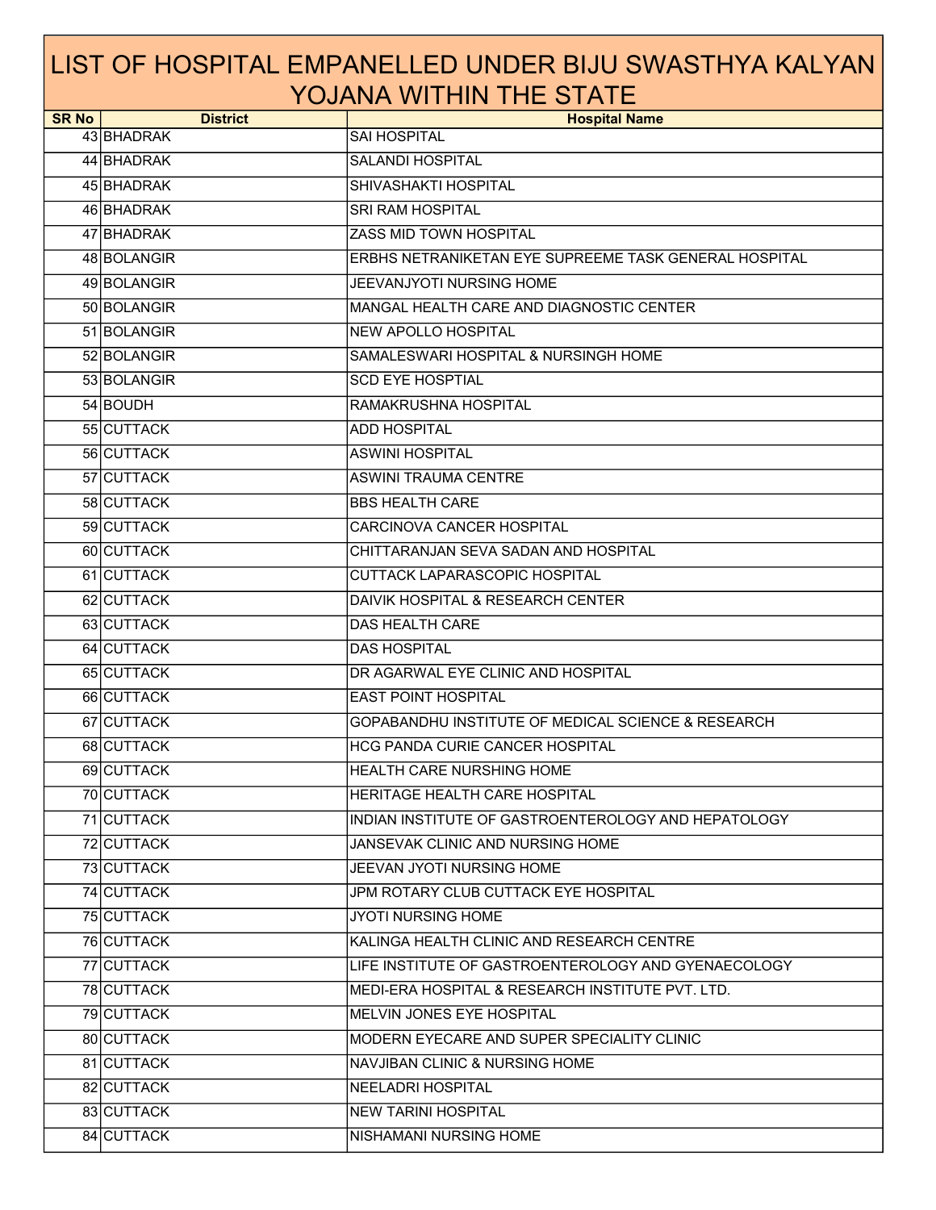# LIST OF HOSPITAL EMPANELLED UNDER BIJU SWASTHYA KALYAN YOJANA WITHIN THE STATE

| SR No | District | Hospital Name |
|---|---|---|
| 43 | BHADRAK | SAI HOSPITAL |
| 44 | BHADRAK | SALANDI HOSPITAL |
| 45 | BHADRAK | SHIVASHAKTI HOSPITAL |
| 46 | BHADRAK | SRI RAM HOSPITAL |
| 47 | BHADRAK | ZASS MID TOWN HOSPITAL |
| 48 | BOLANGIR | ERBHS NETRANIKETAN EYE SUPREEME TASK GENERAL HOSPITAL |
| 49 | BOLANGIR | JEEVANJYOTI NURSING HOME |
| 50 | BOLANGIR | MANGAL HEALTH CARE AND DIAGNOSTIC CENTER |
| 51 | BOLANGIR | NEW APOLLO HOSPITAL |
| 52 | BOLANGIR | SAMALESWARI HOSPITAL & NURSINGH HOME |
| 53 | BOLANGIR | SCD EYE HOSPTIAL |
| 54 | BOUDH | RAMAKRUSHNA HOSPITAL |
| 55 | CUTTACK | ADD HOSPITAL |
| 56 | CUTTACK | ASWINI HOSPITAL |
| 57 | CUTTACK | ASWINI TRAUMA CENTRE |
| 58 | CUTTACK | BBS HEALTH CARE |
| 59 | CUTTACK | CARCINOVA CANCER HOSPITAL |
| 60 | CUTTACK | CHITTARANJAN SEVA SADAN AND HOSPITAL |
| 61 | CUTTACK | CUTTACK LAPARASCOPIC HOSPITAL |
| 62 | CUTTACK | DAIVIK HOSPITAL & RESEARCH CENTER |
| 63 | CUTTACK | DAS HEALTH CARE |
| 64 | CUTTACK | DAS HOSPITAL |
| 65 | CUTTACK | DR AGARWAL EYE CLINIC AND HOSPITAL |
| 66 | CUTTACK | EAST POINT HOSPITAL |
| 67 | CUTTACK | GOPABANDHU INSTITUTE OF MEDICAL SCIENCE & RESEARCH |
| 68 | CUTTACK | HCG PANDA CURIE CANCER HOSPITAL |
| 69 | CUTTACK | HEALTH CARE NURSHING HOME |
| 70 | CUTTACK | HERITAGE HEALTH CARE HOSPITAL |
| 71 | CUTTACK | INDIAN INSTITUTE OF GASTROENTEROLOGY AND HEPATOLOGY |
| 72 | CUTTACK | JANSEVAK CLINIC AND NURSING HOME |
| 73 | CUTTACK | JEEVAN JYOTI NURSING HOME |
| 74 | CUTTACK | JPM ROTARY CLUB CUTTACK EYE HOSPITAL |
| 75 | CUTTACK | JYOTI NURSING HOME |
| 76 | CUTTACK | KALINGA HEALTH CLINIC AND RESEARCH CENTRE |
| 77 | CUTTACK | LIFE INSTITUTE OF GASTROENTEROLOGY AND GYENAECOLOGY |
| 78 | CUTTACK | MEDI-ERA HOSPITAL & RESEARCH INSTITUTE PVT. LTD. |
| 79 | CUTTACK | MELVIN JONES EYE HOSPITAL |
| 80 | CUTTACK | MODERN EYECARE AND SUPER SPECIALITY CLINIC |
| 81 | CUTTACK | NAVJIBAN CLINIC & NURSING HOME |
| 82 | CUTTACK | NEELADRI HOSPITAL |
| 83 | CUTTACK | NEW TARINI HOSPITAL |
| 84 | CUTTACK | NISHAMANI NURSING HOME |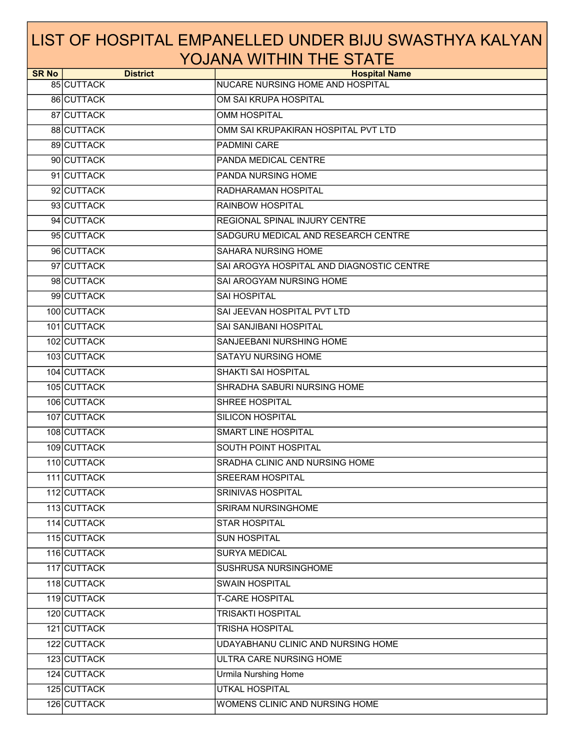# LIST OF HOSPITAL EMPANELLED UNDER BIJU SWASTHYA KALYAN YOJANA WITHIN THE STATE

| SR No | District | Hospital Name |
|---|---|---|
| 85 | CUTTACK | NUCARE NURSING HOME AND HOSPITAL |
| 86 | CUTTACK | OM SAI KRUPA HOSPITAL |
| 87 | CUTTACK | OMM HOSPITAL |
| 88 | CUTTACK | OMM SAI KRUPAKIRAN HOSPITAL PVT LTD |
| 89 | CUTTACK | PADMINI CARE |
| 90 | CUTTACK | PANDA MEDICAL CENTRE |
| 91 | CUTTACK | PANDA NURSING HOME |
| 92 | CUTTACK | RADHARAMAN HOSPITAL |
| 93 | CUTTACK | RAINBOW HOSPITAL |
| 94 | CUTTACK | REGIONAL SPINAL INJURY CENTRE |
| 95 | CUTTACK | SADGURU MEDICAL AND RESEARCH CENTRE |
| 96 | CUTTACK | SAHARA NURSING HOME |
| 97 | CUTTACK | SAI AROGYA HOSPITAL AND DIAGNOSTIC CENTRE |
| 98 | CUTTACK | SAI AROGYAM NURSING HOME |
| 99 | CUTTACK | SAI HOSPITAL |
| 100 | CUTTACK | SAI JEEVAN HOSPITAL PVT LTD |
| 101 | CUTTACK | SAI SANJIBANI HOSPITAL |
| 102 | CUTTACK | SANJEEBANI NURSHING HOME |
| 103 | CUTTACK | SATAYU NURSING HOME |
| 104 | CUTTACK | SHAKTI SAI HOSPITAL |
| 105 | CUTTACK | SHRADHA SABURI NURSING HOME |
| 106 | CUTTACK | SHREE HOSPITAL |
| 107 | CUTTACK | SILICON HOSPITAL |
| 108 | CUTTACK | SMART LINE HOSPITAL |
| 109 | CUTTACK | SOUTH POINT HOSPITAL |
| 110 | CUTTACK | SRADHA CLINIC AND NURSING HOME |
| 111 | CUTTACK | SREERAM HOSPITAL |
| 112 | CUTTACK | SRINIVAS HOSPITAL |
| 113 | CUTTACK | SRIRAM NURSINGHOME |
| 114 | CUTTACK | STAR HOSPITAL |
| 115 | CUTTACK | SUN HOSPITAL |
| 116 | CUTTACK | SURYA MEDICAL |
| 117 | CUTTACK | SUSHRUSA NURSINGHOME |
| 118 | CUTTACK | SWAIN HOSPITAL |
| 119 | CUTTACK | T-CARE HOSPITAL |
| 120 | CUTTACK | TRISAKTI HOSPITAL |
| 121 | CUTTACK | TRISHA HOSPITAL |
| 122 | CUTTACK | UDAYABHANU CLINIC AND NURSING HOME |
| 123 | CUTTACK | ULTRA CARE NURSING HOME |
| 124 | CUTTACK | Urmila Nurshing Home |
| 125 | CUTTACK | UTKAL HOSPITAL |
| 126 | CUTTACK | WOMENS CLINIC AND NURSING HOME |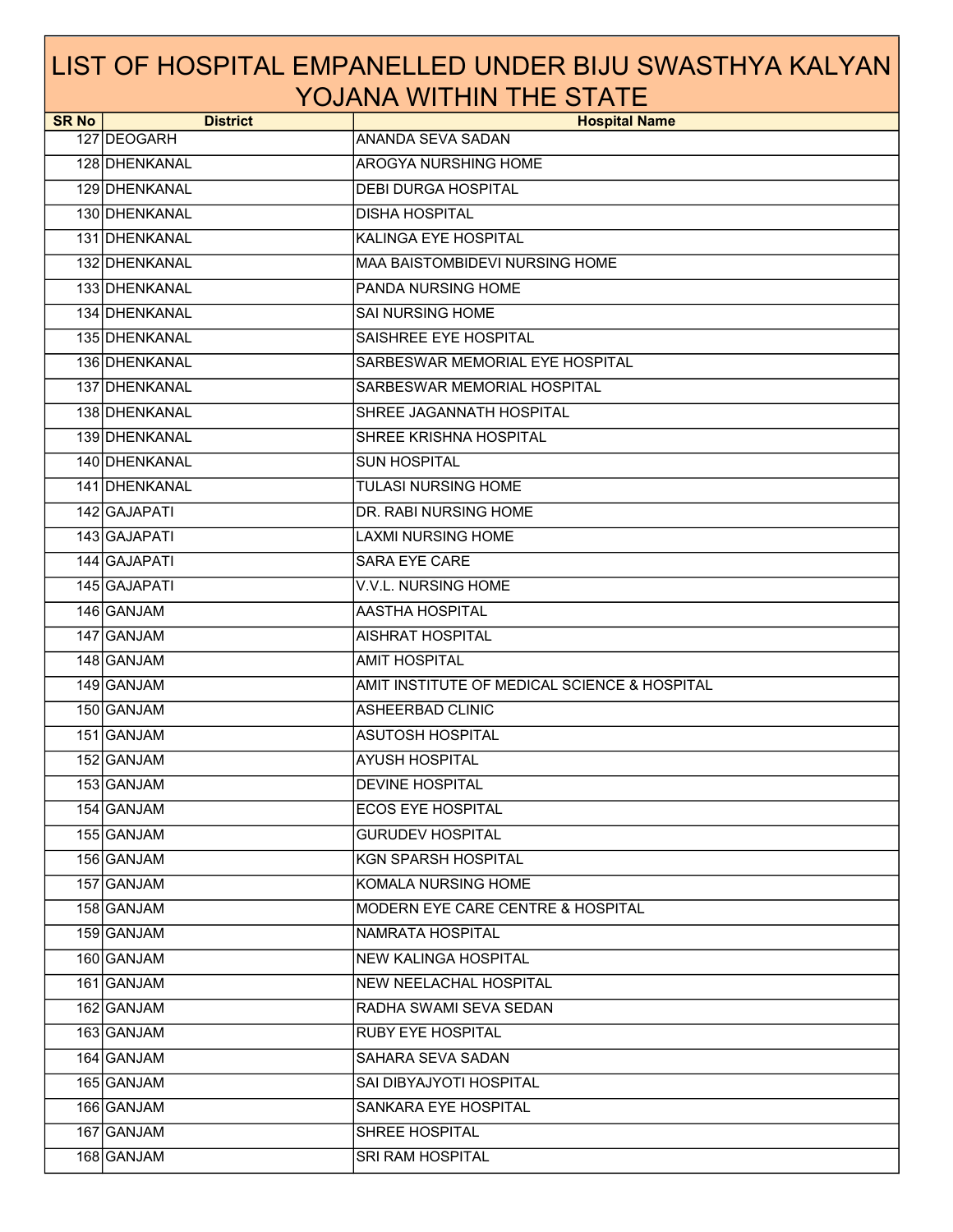# LIST OF HOSPITAL EMPANELLED UNDER BIJU SWASTHYA KALYAN YOJANA WITHIN THE STATE

| SR No | District | Hospital Name |
|---|---|---|
| 127 | DEOGARH | ANANDA SEVA SADAN |
| 128 | DHENKANAL | AROGYA NURSHING HOME |
| 129 | DHENKANAL | DEBI DURGA HOSPITAL |
| 130 | DHENKANAL | DISHA HOSPITAL |
| 131 | DHENKANAL | KALINGA EYE HOSPITAL |
| 132 | DHENKANAL | MAA BAISTOMBIDEVI NURSING HOME |
| 133 | DHENKANAL | PANDA NURSING HOME |
| 134 | DHENKANAL | SAI NURSING HOME |
| 135 | DHENKANAL | SAISHREE EYE HOSPITAL |
| 136 | DHENKANAL | SARBESWAR MEMORIAL EYE HOSPITAL |
| 137 | DHENKANAL | SARBESWAR MEMORIAL HOSPITAL |
| 138 | DHENKANAL | SHREE JAGANNATH HOSPITAL |
| 139 | DHENKANAL | SHREE KRISHNA HOSPITAL |
| 140 | DHENKANAL | SUN HOSPITAL |
| 141 | DHENKANAL | TULASI NURSING HOME |
| 142 | GAJAPATI | DR. RABI NURSING HOME |
| 143 | GAJAPATI | LAXMI NURSING HOME |
| 144 | GAJAPATI | SARA EYE CARE |
| 145 | GAJAPATI | V.V.L. NURSING HOME |
| 146 | GANJAM | AASTHA HOSPITAL |
| 147 | GANJAM | AISHRAT HOSPITAL |
| 148 | GANJAM | AMIT HOSPITAL |
| 149 | GANJAM | AMIT INSTITUTE OF MEDICAL SCIENCE & HOSPITAL |
| 150 | GANJAM | ASHEERBAD CLINIC |
| 151 | GANJAM | ASUTOSH HOSPITAL |
| 152 | GANJAM | AYUSH HOSPITAL |
| 153 | GANJAM | DEVINE HOSPITAL |
| 154 | GANJAM | ECOS EYE HOSPITAL |
| 155 | GANJAM | GURUDEV HOSPITAL |
| 156 | GANJAM | KGN SPARSH HOSPITAL |
| 157 | GANJAM | KOMALA NURSING HOME |
| 158 | GANJAM | MODERN EYE CARE CENTRE & HOSPITAL |
| 159 | GANJAM | NAMRATA HOSPITAL |
| 160 | GANJAM | NEW KALINGA HOSPITAL |
| 161 | GANJAM | NEW NEELACHAL HOSPITAL |
| 162 | GANJAM | RADHA SWAMI SEVA SEDAN |
| 163 | GANJAM | RUBY EYE HOSPITAL |
| 164 | GANJAM | SAHARA SEVA SADAN |
| 165 | GANJAM | SAI DIBYAJYOTI HOSPITAL |
| 166 | GANJAM | SANKARA EYE HOSPITAL |
| 167 | GANJAM | SHREE HOSPITAL |
| 168 | GANJAM | SRI RAM HOSPITAL |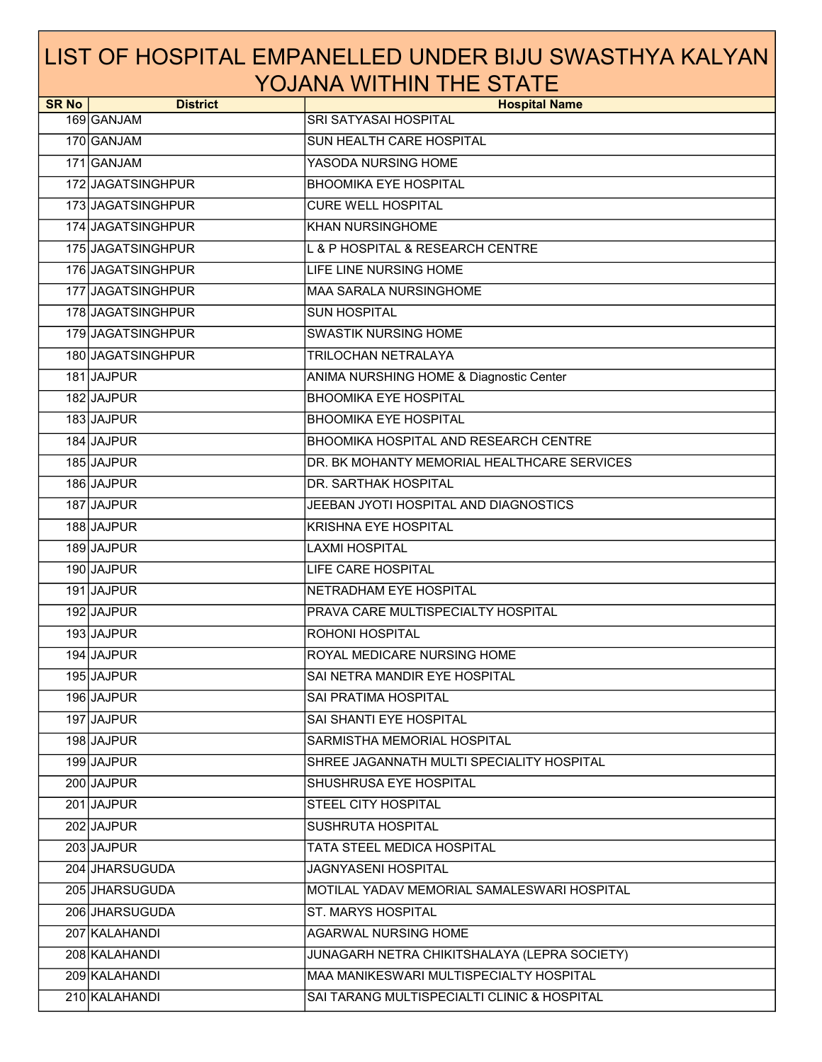# LIST OF HOSPITAL EMPANELLED UNDER BIJU SWASTHYA KALYAN YOJANA WITHIN THE STATE

| SR No | District | Hospital Name |
|---|---|---|
| 169 | GANJAM | SRI SATYASAI HOSPITAL |
| 170 | GANJAM | SUN HEALTH CARE HOSPITAL |
| 171 | GANJAM | YASODA NURSING HOME |
| 172 | JAGATSINGHPUR | BHOOMIKA EYE HOSPITAL |
| 173 | JAGATSINGHPUR | CURE WELL HOSPITAL |
| 174 | JAGATSINGHPUR | KHAN NURSINGHOME |
| 175 | JAGATSINGHPUR | L & P HOSPITAL & RESEARCH CENTRE |
| 176 | JAGATSINGHPUR | LIFE LINE NURSING HOME |
| 177 | JAGATSINGHPUR | MAA SARALA NURSINGHOME |
| 178 | JAGATSINGHPUR | SUN HOSPITAL |
| 179 | JAGATSINGHPUR | SWASTIK NURSING HOME |
| 180 | JAGATSINGHPUR | TRILOCHAN NETRALAYA |
| 181 | JAJPUR | ANIMA NURSHING HOME & Diagnostic Center |
| 182 | JAJPUR | BHOOMIKA EYE HOSPITAL |
| 183 | JAJPUR | BHOOMIKA EYE HOSPITAL |
| 184 | JAJPUR | BHOOMIKA HOSPITAL AND RESEARCH CENTRE |
| 185 | JAJPUR | DR. BK MOHANTY MEMORIAL HEALTHCARE SERVICES |
| 186 | JAJPUR | DR. SARTHAK HOSPITAL |
| 187 | JAJPUR | JEEBAN JYOTI HOSPITAL AND DIAGNOSTICS |
| 188 | JAJPUR | KRISHNA EYE HOSPITAL |
| 189 | JAJPUR | LAXMI HOSPITAL |
| 190 | JAJPUR | LIFE CARE HOSPITAL |
| 191 | JAJPUR | NETRADHAM EYE HOSPITAL |
| 192 | JAJPUR | PRAVA CARE MULTISPECIALTY HOSPITAL |
| 193 | JAJPUR | ROHONI HOSPITAL |
| 194 | JAJPUR | ROYAL MEDICARE NURSING HOME |
| 195 | JAJPUR | SAI NETRA MANDIR EYE HOSPITAL |
| 196 | JAJPUR | SAI PRATIMA HOSPITAL |
| 197 | JAJPUR | SAI SHANTI EYE HOSPITAL |
| 198 | JAJPUR | SARMISTHA MEMORIAL HOSPITAL |
| 199 | JAJPUR | SHREE JAGANNATH MULTI SPECIALITY HOSPITAL |
| 200 | JAJPUR | SHUSHRUSA EYE HOSPITAL |
| 201 | JAJPUR | STEEL CITY HOSPITAL |
| 202 | JAJPUR | SUSHRUTA HOSPITAL |
| 203 | JAJPUR | TATA STEEL MEDICA HOSPITAL |
| 204 | JHARSUGUDA | JAGNYASENI HOSPITAL |
| 205 | JHARSUGUDA | MOTILAL YADAV MEMORIAL SAMALESWARI HOSPITAL |
| 206 | JHARSUGUDA | ST. MARYS HOSPITAL |
| 207 | KALAHANDI | AGARWAL NURSING HOME |
| 208 | KALAHANDI | JUNAGARH NETRA CHIKITSHALAYA (LEPRA SOCIETY) |
| 209 | KALAHANDI | MAA MANIKESWARI MULTISPECIALTY HOSPITAL |
| 210 | KALAHANDI | SAI TARANG MULTISPECIALTI CLINIC & HOSPITAL |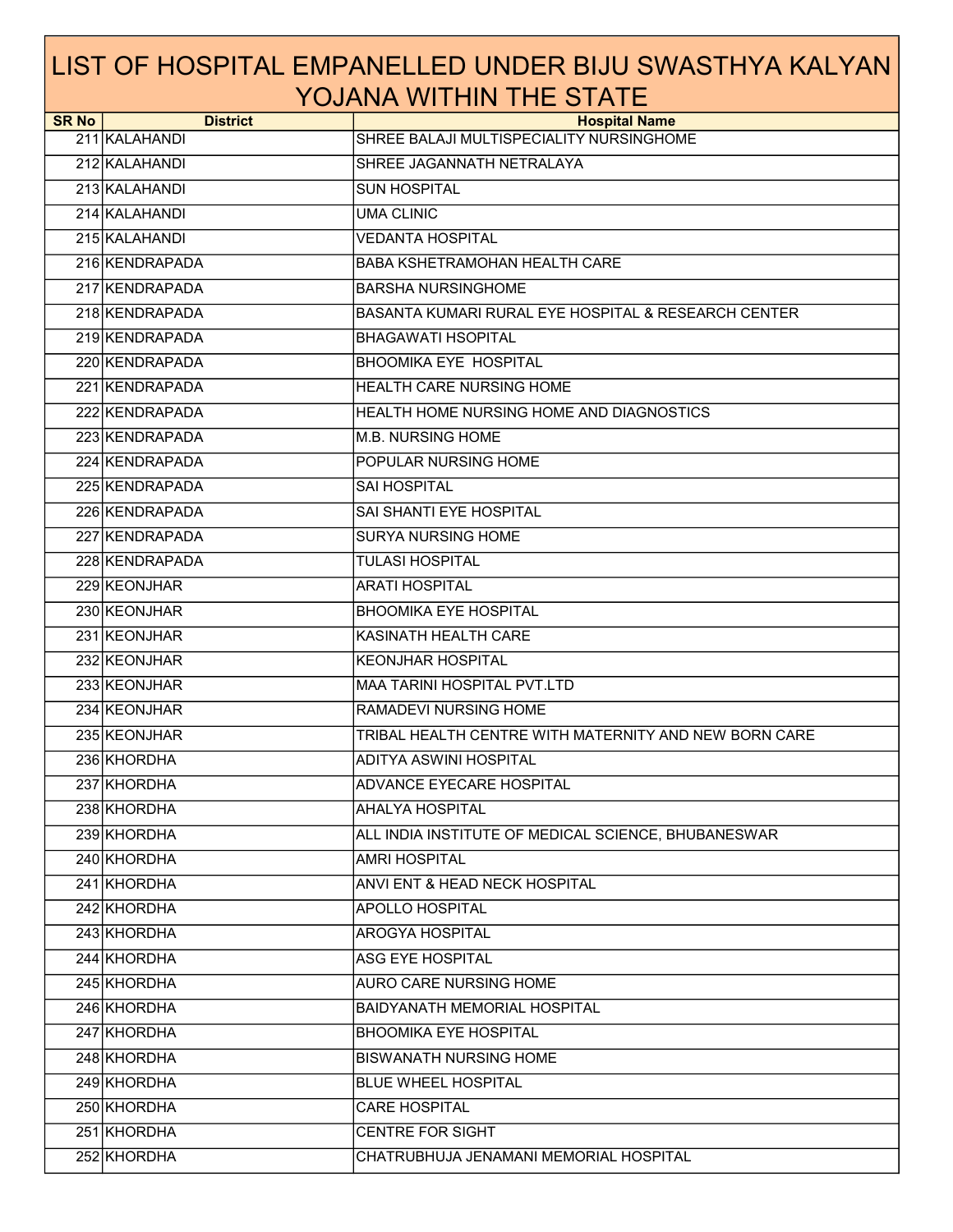# LIST OF HOSPITAL EMPANELLED UNDER BIJU SWASTHYA KALYAN YOJANA WITHIN THE STATE

| SR No | District | Hospital Name |
|---|---|---|
| 211 | KALAHANDI | SHREE BALAJI MULTISPECIALITY NURSINGHOME |
| 212 | KALAHANDI | SHREE JAGANNATH NETRALAYA |
| 213 | KALAHANDI | SUN HOSPITAL |
| 214 | KALAHANDI | UMA CLINIC |
| 215 | KALAHANDI | VEDANTA HOSPITAL |
| 216 | KENDRAPADA | BABA KSHETRAMOHAN HEALTH CARE |
| 217 | KENDRAPADA | BARSHA NURSINGHOME |
| 218 | KENDRAPADA | BASANTA KUMARI RURAL EYE HOSPITAL & RESEARCH CENTER |
| 219 | KENDRAPADA | BHAGAWATI HSOPITAL |
| 220 | KENDRAPADA | BHOOMIKA EYE HOSPITAL |
| 221 | KENDRAPADA | HEALTH CARE NURSING HOME |
| 222 | KENDRAPADA | HEALTH HOME NURSING HOME AND DIAGNOSTICS |
| 223 | KENDRAPADA | M.B. NURSING HOME |
| 224 | KENDRAPADA | POPULAR NURSING HOME |
| 225 | KENDRAPADA | SAI HOSPITAL |
| 226 | KENDRAPADA | SAI SHANTI EYE HOSPITAL |
| 227 | KENDRAPADA | SURYA NURSING HOME |
| 228 | KENDRAPADA | TULASI HOSPITAL |
| 229 | KEONJHAR | ARATI HOSPITAL |
| 230 | KEONJHAR | BHOOMIKA EYE HOSPITAL |
| 231 | KEONJHAR | KASINATH HEALTH CARE |
| 232 | KEONJHAR | KEONJHAR HOSPITAL |
| 233 | KEONJHAR | MAA TARINI HOSPITAL PVT.LTD |
| 234 | KEONJHAR | RAMADEVI NURSING HOME |
| 235 | KEONJHAR | TRIBAL HEALTH CENTRE WITH MATERNITY AND NEW BORN CARE |
| 236 | KHORDHA | ADITYA ASWINI HOSPITAL |
| 237 | KHORDHA | ADVANCE EYECARE HOSPITAL |
| 238 | KHORDHA | AHALYA HOSPITAL |
| 239 | KHORDHA | ALL INDIA INSTITUTE OF MEDICAL SCIENCE, BHUBANESWAR |
| 240 | KHORDHA | AMRI HOSPITAL |
| 241 | KHORDHA | ANVI ENT & HEAD NECK HOSPITAL |
| 242 | KHORDHA | APOLLO HOSPITAL |
| 243 | KHORDHA | AROGYA HOSPITAL |
| 244 | KHORDHA | ASG EYE HOSPITAL |
| 245 | KHORDHA | AURO CARE NURSING HOME |
| 246 | KHORDHA | BAIDYANATH MEMORIAL HOSPITAL |
| 247 | KHORDHA | BHOOMIKA EYE HOSPITAL |
| 248 | KHORDHA | BISWANATH NURSING HOME |
| 249 | KHORDHA | BLUE WHEEL HOSPITAL |
| 250 | KHORDHA | CARE HOSPITAL |
| 251 | KHORDHA | CENTRE FOR SIGHT |
| 252 | KHORDHA | CHATRUBHUJA JENAMANI MEMORIAL HOSPITAL |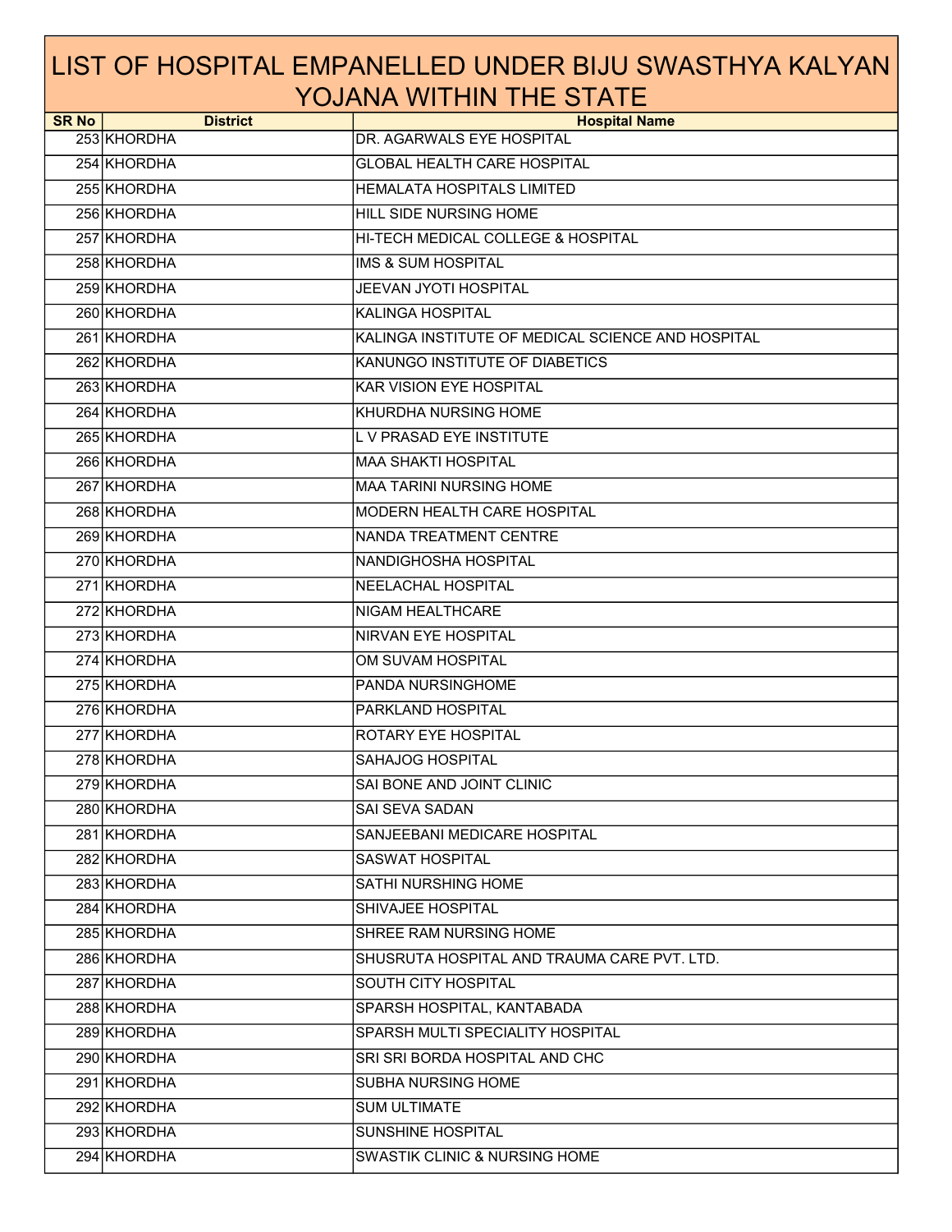# LIST OF HOSPITAL EMPANELLED UNDER BIJU SWASTHYA KALYAN YOJANA WITHIN THE STATE

| SR No | District | Hospital Name |
|---|---|---|
| 253 | KHORDHA | DR. AGARWALS EYE HOSPITAL |
| 254 | KHORDHA | GLOBAL HEALTH CARE HOSPITAL |
| 255 | KHORDHA | HEMALATA HOSPITALS LIMITED |
| 256 | KHORDHA | HILL SIDE NURSING HOME |
| 257 | KHORDHA | HI-TECH MEDICAL COLLEGE & HOSPITAL |
| 258 | KHORDHA | IMS & SUM HOSPITAL |
| 259 | KHORDHA | JEEVAN JYOTI HOSPITAL |
| 260 | KHORDHA | KALINGA HOSPITAL |
| 261 | KHORDHA | KALINGA INSTITUTE OF MEDICAL SCIENCE AND HOSPITAL |
| 262 | KHORDHA | KANUNGO INSTITUTE OF DIABETICS |
| 263 | KHORDHA | KAR VISION EYE HOSPITAL |
| 264 | KHORDHA | KHURDHA NURSING HOME |
| 265 | KHORDHA | L V PRASAD EYE INSTITUTE |
| 266 | KHORDHA | MAA SHAKTI HOSPITAL |
| 267 | KHORDHA | MAA TARINI NURSING HOME |
| 268 | KHORDHA | MODERN HEALTH CARE HOSPITAL |
| 269 | KHORDHA | NANDA TREATMENT CENTRE |
| 270 | KHORDHA | NANDIGHOSHA HOSPITAL |
| 271 | KHORDHA | NEELACHAL HOSPITAL |
| 272 | KHORDHA | NIGAM HEALTHCARE |
| 273 | KHORDHA | NIRVAN EYE HOSPITAL |
| 274 | KHORDHA | OM SUVAM HOSPITAL |
| 275 | KHORDHA | PANDA NURSINGHOME |
| 276 | KHORDHA | PARKLAND HOSPITAL |
| 277 | KHORDHA | ROTARY EYE HOSPITAL |
| 278 | KHORDHA | SAHAJOG HOSPITAL |
| 279 | KHORDHA | SAI BONE AND JOINT CLINIC |
| 280 | KHORDHA | SAI SEVA SADAN |
| 281 | KHORDHA | SANJEEBANI MEDICARE HOSPITAL |
| 282 | KHORDHA | SASWAT HOSPITAL |
| 283 | KHORDHA | SATHI NURSHING HOME |
| 284 | KHORDHA | SHIVAJEE HOSPITAL |
| 285 | KHORDHA | SHREE RAM NURSING HOME |
| 286 | KHORDHA | SHUSRUTA HOSPITAL AND TRAUMA CARE PVT. LTD. |
| 287 | KHORDHA | SOUTH CITY HOSPITAL |
| 288 | KHORDHA | SPARSH HOSPITAL, KANTABADA |
| 289 | KHORDHA | SPARSH MULTI SPECIALITY HOSPITAL |
| 290 | KHORDHA | SRI SRI BORDA HOSPITAL AND CHC |
| 291 | KHORDHA | SUBHA NURSING HOME |
| 292 | KHORDHA | SUM ULTIMATE |
| 293 | KHORDHA | SUNSHINE HOSPITAL |
| 294 | KHORDHA | SWASTIK CLINIC & NURSING HOME |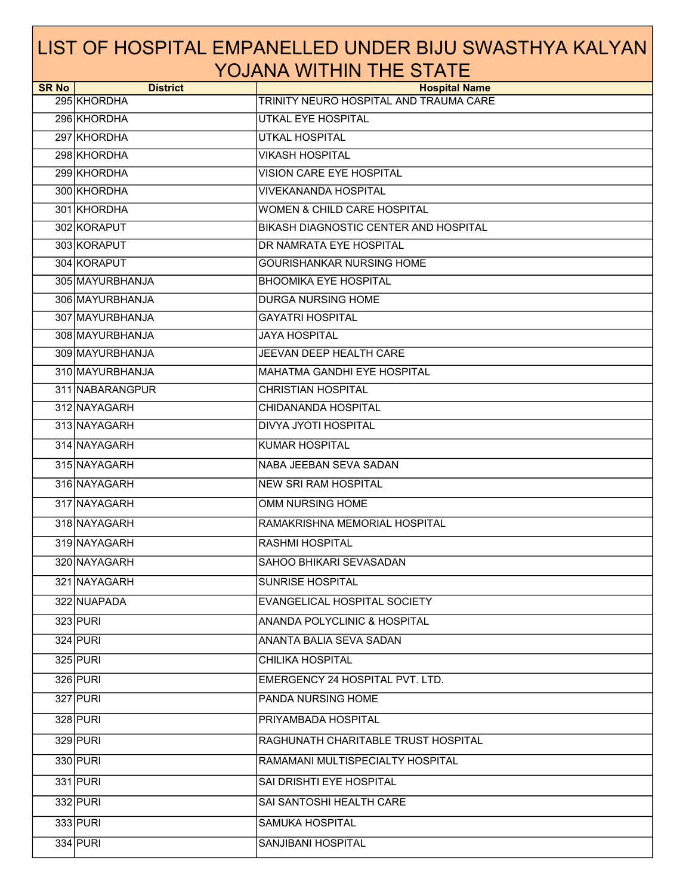# LIST OF HOSPITAL EMPANELLED UNDER BIJU SWASTHYA KALYAN YOJANA WITHIN THE STATE

| SR No | District | Hospital Name |
|---|---|---|
| 295 | KHORDHA | TRINITY NEURO HOSPITAL AND TRAUMA CARE |
| 296 | KHORDHA | UTKAL EYE HOSPITAL |
| 297 | KHORDHA | UTKAL HOSPITAL |
| 298 | KHORDHA | VIKASH HOSPITAL |
| 299 | KHORDHA | VISION CARE EYE HOSPITAL |
| 300 | KHORDHA | VIVEKANANDA HOSPITAL |
| 301 | KHORDHA | WOMEN & CHILD CARE HOSPITAL |
| 302 | KORAPUT | BIKASH DIAGNOSTIC CENTER AND HOSPITAL |
| 303 | KORAPUT | DR NAMRATA EYE HOSPITAL |
| 304 | KORAPUT | GOURISHANKAR NURSING HOME |
| 305 | MAYURBHANJA | BHOOMIKA EYE HOSPITAL |
| 306 | MAYURBHANJA | DURGA NURSING HOME |
| 307 | MAYURBHANJA | GAYATRI HOSPITAL |
| 308 | MAYURBHANJA | JAYA HOSPITAL |
| 309 | MAYURBHANJA | JEEVAN DEEP HEALTH CARE |
| 310 | MAYURBHANJA | MAHATMA GANDHI EYE HOSPITAL |
| 311 | NABARANGPUR | CHRISTIAN HOSPITAL |
| 312 | NAYAGARH | CHIDANANDA HOSPITAL |
| 313 | NAYAGARH | DIVYA JYOTI HOSPITAL |
| 314 | NAYAGARH | KUMAR HOSPITAL |
| 315 | NAYAGARH | NABA JEEBAN SEVA SADAN |
| 316 | NAYAGARH | NEW SRI RAM HOSPITAL |
| 317 | NAYAGARH | OMM NURSING HOME |
| 318 | NAYAGARH | RAMAKRISHNA MEMORIAL HOSPITAL |
| 319 | NAYAGARH | RASHMI HOSPITAL |
| 320 | NAYAGARH | SAHOO BHIKARI SEVASADAN |
| 321 | NAYAGARH | SUNRISE HOSPITAL |
| 322 | NUAPADA | EVANGELICAL HOSPITAL SOCIETY |
| 323 | PURI | ANANDA POLYCLINIC & HOSPITAL |
| 324 | PURI | ANANTA BALIA SEVA SADAN |
| 325 | PURI | CHILIKA HOSPITAL |
| 326 | PURI | EMERGENCY 24 HOSPITAL PVT. LTD. |
| 327 | PURI | PANDA NURSING HOME |
| 328 | PURI | PRIYAMBADA HOSPITAL |
| 329 | PURI | RAGHUNATH CHARITABLE TRUST HOSPITAL |
| 330 | PURI | RAMAMANI MULTISPECIALTY HOSPITAL |
| 331 | PURI | SAI DRISHTI EYE HOSPITAL |
| 332 | PURI | SAI SANTOSHI HEALTH CARE |
| 333 | PURI | SAMUKA HOSPITAL |
| 334 | PURI | SANJIBANI HOSPITAL |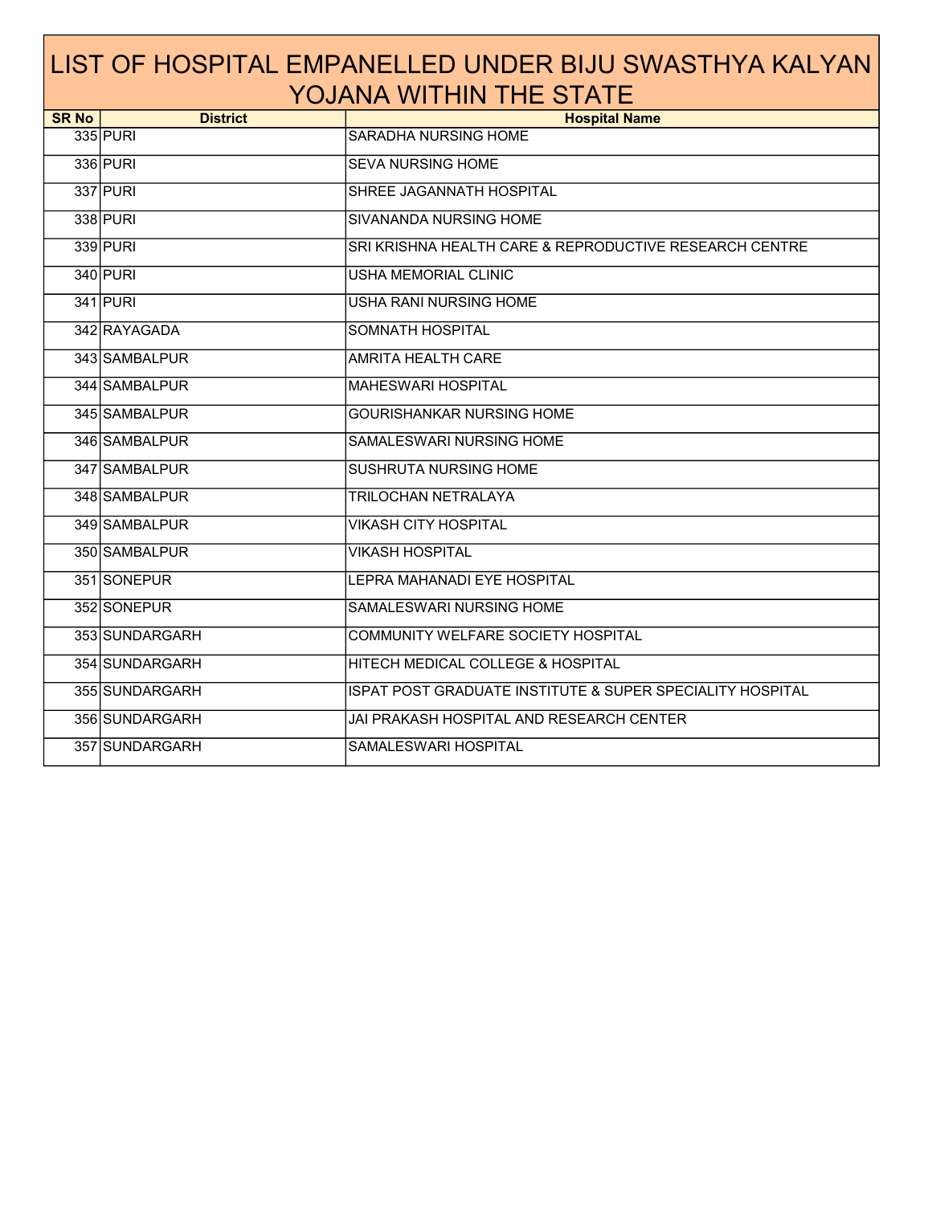# LIST OF HOSPITAL EMPANELLED UNDER BIJU SWASTHYA KALYAN YOJANA WITHIN THE STATE

| SR No | District | Hospital Name |
|---|---|---|
| 335 | PURI | SARADHA NURSING HOME |
| 336 | PURI | SEVA NURSING HOME |
| 337 | PURI | SHREE JAGANNATH HOSPITAL |
| 338 | PURI | SIVANANDA NURSING HOME |
| 339 | PURI | SRI KRISHNA HEALTH CARE & REPRODUCTIVE RESEARCH CENTRE |
| 340 | PURI | USHA MEMORIAL CLINIC |
| 341 | PURI | USHA RANI NURSING HOME |
| 342 | RAYAGADA | SOMNATH HOSPITAL |
| 343 | SAMBALPUR | AMRITA HEALTH CARE |
| 344 | SAMBALPUR | MAHESWARI HOSPITAL |
| 345 | SAMBALPUR | GOURISHANKAR NURSING HOME |
| 346 | SAMBALPUR | SAMALESWARI NURSING HOME |
| 347 | SAMBALPUR | SUSHRUTA NURSING HOME |
| 348 | SAMBALPUR | TRILOCHAN NETRALAYA |
| 349 | SAMBALPUR | VIKASH CITY HOSPITAL |
| 350 | SAMBALPUR | VIKASH HOSPITAL |
| 351 | SONEPUR | LEPRA MAHANADI EYE HOSPITAL |
| 352 | SONEPUR | SAMALESWARI NURSING HOME |
| 353 | SUNDARGARH | COMMUNITY WELFARE SOCIETY HOSPITAL |
| 354 | SUNDARGARH | HITECH MEDICAL COLLEGE & HOSPITAL |
| 355 | SUNDARGARH | ISPAT POST GRADUATE INSTITUTE & SUPER SPECIALITY HOSPITAL |
| 356 | SUNDARGARH | JAI PRAKASH HOSPITAL AND RESEARCH CENTER |
| 357 | SUNDARGARH | SAMALESWARI HOSPITAL |